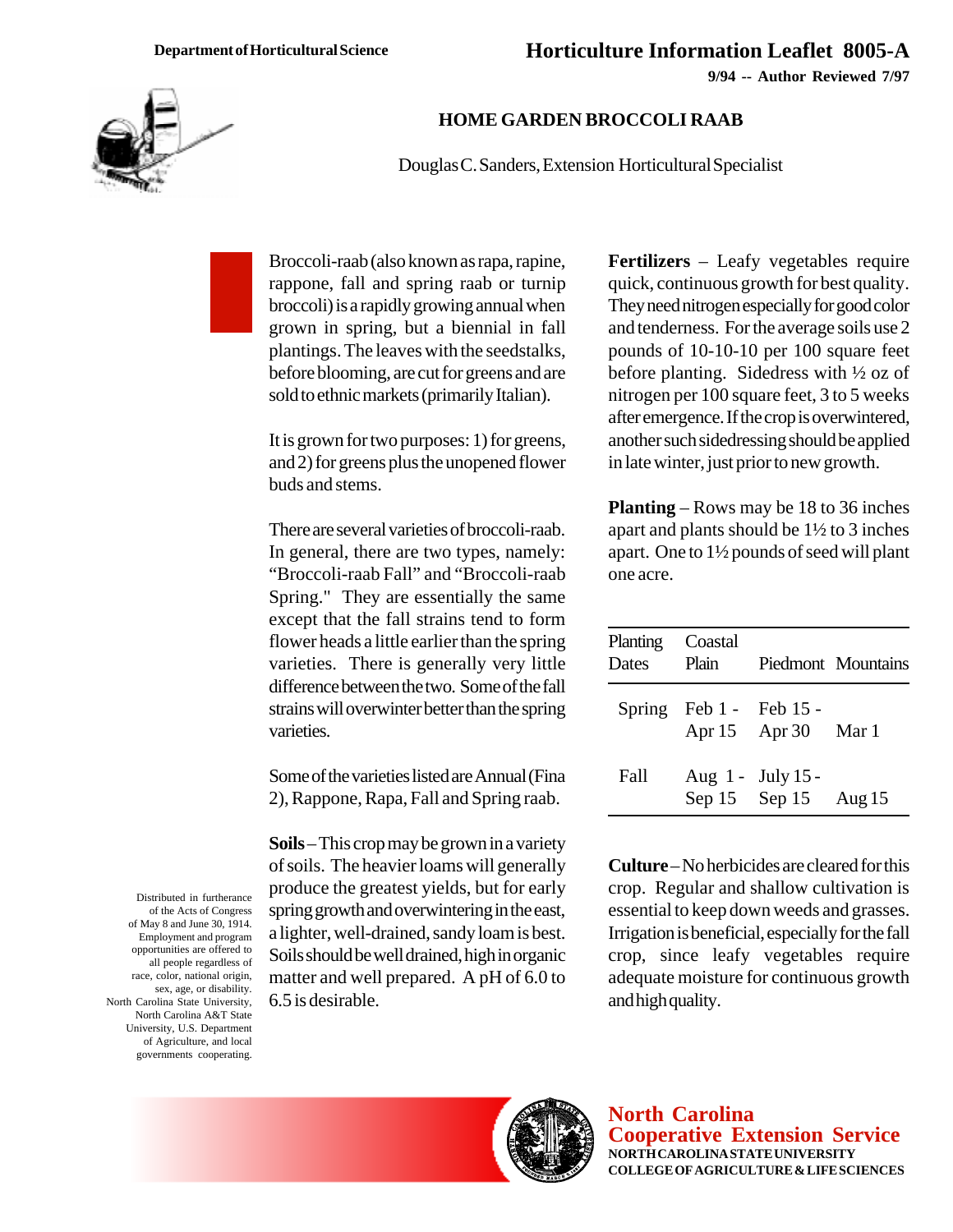Department of Horticultural Science

# Horticulture Information Leaflet 8005-A

**9/94 -- Author Reviewed 7/97**

## HOME GARDEN BROCCOLI RAAB

Douglas C. Sanders, Extension Horticultural Specialist

Broccoli-raab (also known as rapa, rapine, rappone, fall and spring raab or turnip broccoli) is a rapidly growing annual when grown in spring, but a biennial in fall plantings. The leaves with the seedstalks, before blooming, are cut for greens and are sold to ethnic markets (primarily Italian).

It is grown for two purposes: 1) for greens, and 2) for greens plus the unopened flower buds and stems.

There are several varieties of broccoli-raab. In general, there are two types, namely: "Broccoli-raab Fall" and "Broccoli-raab Spring." They are essentially the same except that the fall strains tend to form flower heads a little earlier than the spring varieties. There is generally very little difference between the two. Some of the fall strains will overwinter better than the spring varieties.

Some of the varieties listed are Annual (Fina 2), Rappone, Rapa, Fall and Spring raab.

**Soils** – This crop may be grown in a variety of soils. The heavier loams will generally produce the greatest yields, but for early spring growth and overwintering in the east, a lighter, well-drained, sandy loam is best. Soils should be well drained, high in organic matter and well prepared. A pH of 6.0 to 6.5 is desirable.

**Fertilizers** – Leafy vegetables require quick, continuous growth for best quality. They need nitrogen especially for good color and tenderness. For the average soils use 2 pounds of 10-10-10 per 100 square feet before planting. Sidedress with ½ oz of nitrogen per 100 square feet, 3 to 5 weeks after emergence. If the crop is overwintered, another such sidedressing should be applied in late winter, just prior to new growth.

**Planting** – Rows may be 18 to 36 inches apart and plants should be 1½ to 3 inches apart. One to 1½ pounds of seed will plant one acre.

| Planting Dates | Coastal Plain | Piedmont | Mountains |
|---|---|---|---|
| Spring | Feb 1 - Apr 15 | Feb 15 - Apr 30 | Mar 1 |
| Fall | Aug 1 - Sep 15 | July 15 - Sep 15 | Aug 15 |

**Culture** – No herbicides are cleared for this crop. Regular and shallow cultivation is essential to keep down weeds and grasses. Irrigation is beneficial, especially for the fall crop, since leafy vegetables require adequate moisture for continuous growth and high quality.

Distributed in furtherance of the Acts of Congress of May 8 and June 30, 1914. Employment and program opportunities are offered to all people regardless of race, color, national origin, sex, age, or disability. North Carolina State University, North Carolina A&T State University, U.S. Department of Agriculture, and local governments cooperating.

**North Carolina Cooperative Extension Service**
NORTH CAROLINA STATE UNIVERSITY
COLLEGE OF AGRICULTURE & LIFE SCIENCES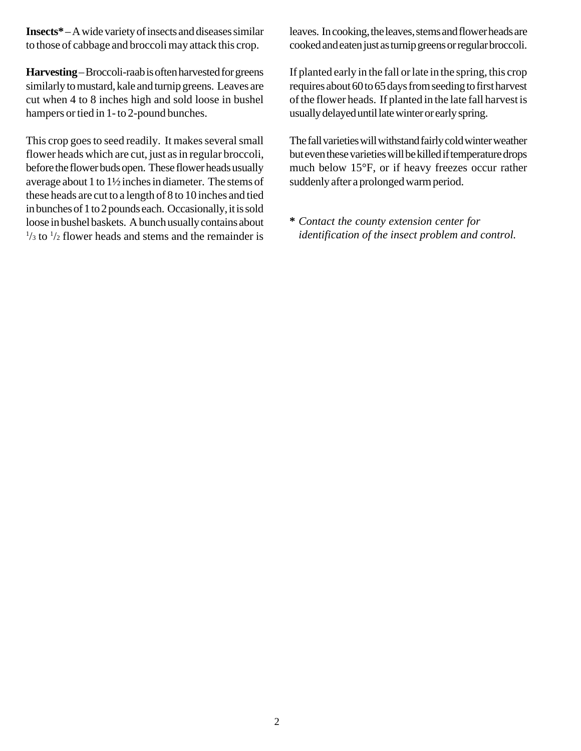**Insects*** – A wide variety of insects and diseases similar to those of cabbage and broccoli may attack this crop.

**Harvesting** – Broccoli-raab is often harvested for greens similarly to mustard, kale and turnip greens. Leaves are cut when 4 to 8 inches high and sold loose in bushel hampers or tied in 1- to 2-pound bunches.

This crop goes to seed readily. It makes several small flower heads which are cut, just as in regular broccoli, before the flower buds open. These flower heads usually average about 1 to 1½ inches in diameter. The stems of these heads are cut to a length of 8 to 10 inches and tied in bunches of 1 to 2 pounds each. Occasionally, it is sold loose in bushel baskets. A bunch usually contains about $^1/_3$ to $^1/_2$ flower heads and stems and the remainder is leaves. In cooking, the leaves, stems and flower heads are cooked and eaten just as turnip greens or regular broccoli.

If planted early in the fall or late in the spring, this crop requires about 60 to 65 days from seeding to first harvest of the flower heads. If planted in the late fall harvest is usually delayed until late winter or early spring.

The fall varieties will withstand fairly cold winter weather but even these varieties will be killed if temperature drops much below 15°F, or if heavy freezes occur rather suddenly after a prolonged warm period.

**\*** *Contact the county extension center for identification of the insect problem and control.*